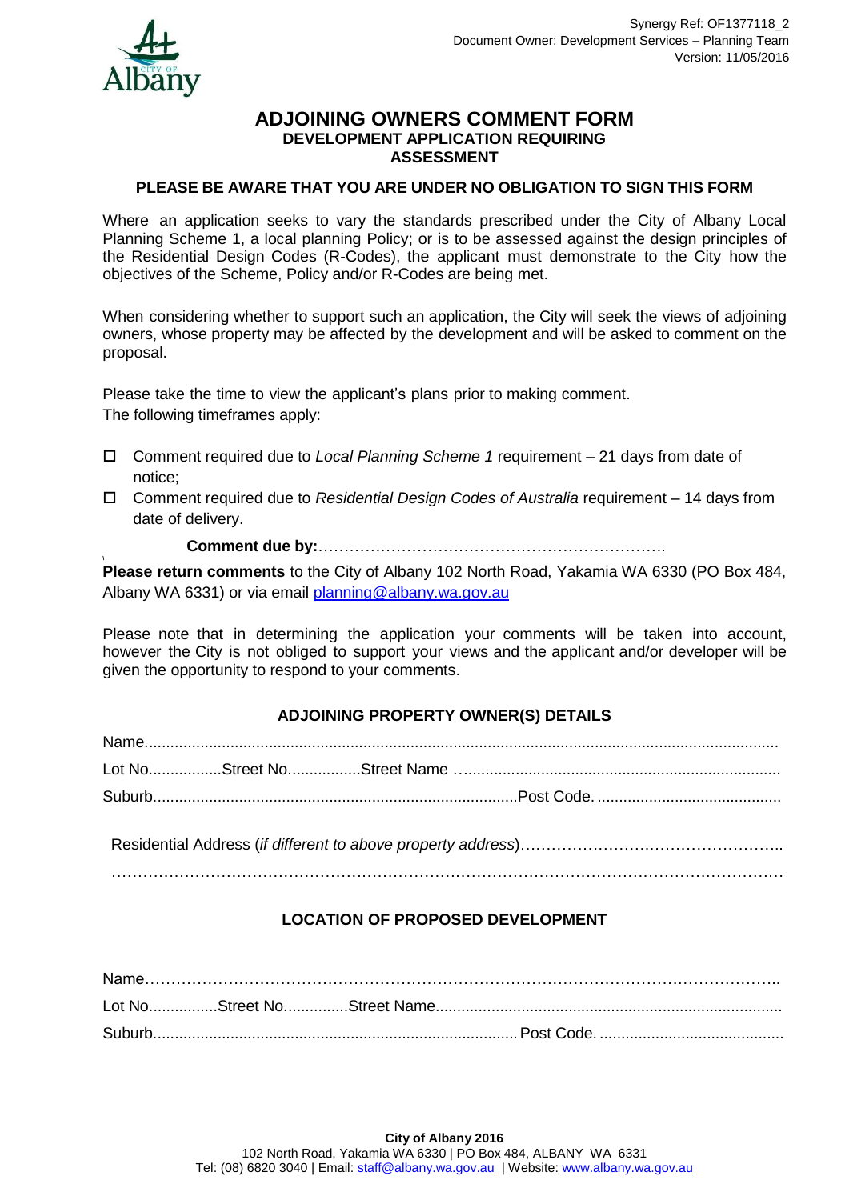Synergy Ref: OF1377118_2
Document Owner: Development Services – Planning Team
Version: 11/05/2016

# ADJOINING OWNERS COMMENT FORM

## DEVELOPMENT APPLICATION REQUIRING ASSESSMENT

**PLEASE BE AWARE THAT YOU ARE UNDER NO OBLIGATION TO SIGN THIS FORM**

Where an application seeks to vary the standards prescribed under the City of Albany Local Planning Scheme 1, a local planning Policy; or is to be assessed against the design principles of the Residential Design Codes (R-Codes), the applicant must demonstrate to the City how the objectives of the Scheme, Policy and/or R-Codes are being met.

When considering whether to support such an application, the City will seek the views of adjoining owners, whose property may be affected by the development and will be asked to comment on the proposal.

Please take the time to view the applicant's plans prior to making comment.
The following timeframes apply:

- ☐ Comment required due to *Local Planning Scheme 1* requirement – 21 days from date of notice;
- ☐ Comment required due to *Residential Design Codes of Australia* requirement – 14 days from date of delivery.

**Comment due by:**…………………………………………………………

**Please return comments** to the City of Albany 102 North Road, Yakamia WA 6330 (PO Box 484, Albany WA 6331) or via email planning@albany.wa.gov.au

Please note that in determining the application your comments will be taken into account, however the City is not obliged to support your views and the applicant and/or developer will be given the opportunity to respond to your comments.

### ADJOINING PROPERTY OWNER(S) DETAILS

Name.....................................................................................................................................

Lot No.................Street No.................Street Name …........................................................................

Suburb....................................................................................Post Code. ..........................................

Residential Address (*if different to above property address*)…………………………………………..

……………………………………………………………………………………………………………

### LOCATION OF PROPOSED DEVELOPMENT

Name…………………………………………………………………………………………………..

Lot No................Street No..............Street Name...............................................................................

Suburb....................................................................................Post Code. ..........................................

**City of Albany 2016**
102 North Road, Yakamia WA 6330 | PO Box 484, ALBANY WA 6331
Tel: (08) 6820 3040 | Email: staff@albany.wa.gov.au | Website: www.albany.wa.gov.au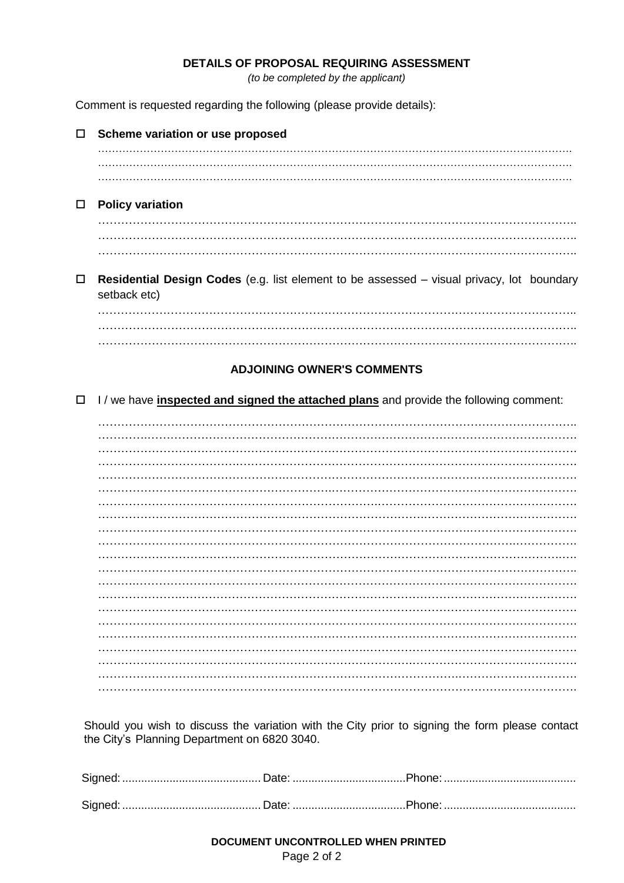## DETAILS OF PROPOSAL REQUIRING ASSESSMENT

*(to be completed by the applicant)*

Comment is requested regarding the following (please provide details):

☐ **Scheme variation or use proposed**

.....................................................................................................................................................
.....................................................................................................................................................
.....................................................................................................................................................

☐ **Policy variation**

…………………………………………………………………………………………………………..
…………………………………………………………………………………………………………..
…………………………………………………………………………………………………………..

☐ **Residential Design Codes** (e.g. list element to be assessed – visual privacy, lot boundary setback etc)

…………………………………………………………………………………………………………..
…………………………………………………………………………………………………………..
…………………………………………………………………………………………………………..

## ADJOINING OWNER'S COMMENTS

☐ I / we have **inspected and signed the attached plans** and provide the following comment:

…………………………………………………………………………………………………………..
…………………………………………………………………………………………………………..
…………………………………………………………………………………………………………..
…………………………………………………………………………………………………………..
…………………………………………………………………………………………………………..
…………………………………………………………………………………………………………..
…………………………………………………………………………………………………………..
…………………………………………………………………………………………………………..
…………………………………………………………………………………………………………..
…………………………………………………………………………………………………………..
…………………………………………………………………………………………………………..
…………………………………………………………………………………………………………..
…………………………………………………………………………………………………………..
…………………………………………………………………………………………………………..
…………………………………………………………………………………………………………..
…………………………………………………………………………………………………………..
…………………………………………………………………………………………………………..
…………………………………………………………………………………………………………..
…………………………………………………………………………………………………………..
…………………………………………………………………………………………………………..
…………………………………………………………………………………………………………..

Should you wish to discuss the variation with the City prior to signing the form please contact the City's Planning Department on 6820 3040.

Signed: ............................................ Date: .................................... Phone: ..........................................

Signed: ............................................ Date: .................................... Phone: ..........................................

**DOCUMENT UNCONTROLLED WHEN PRINTED**